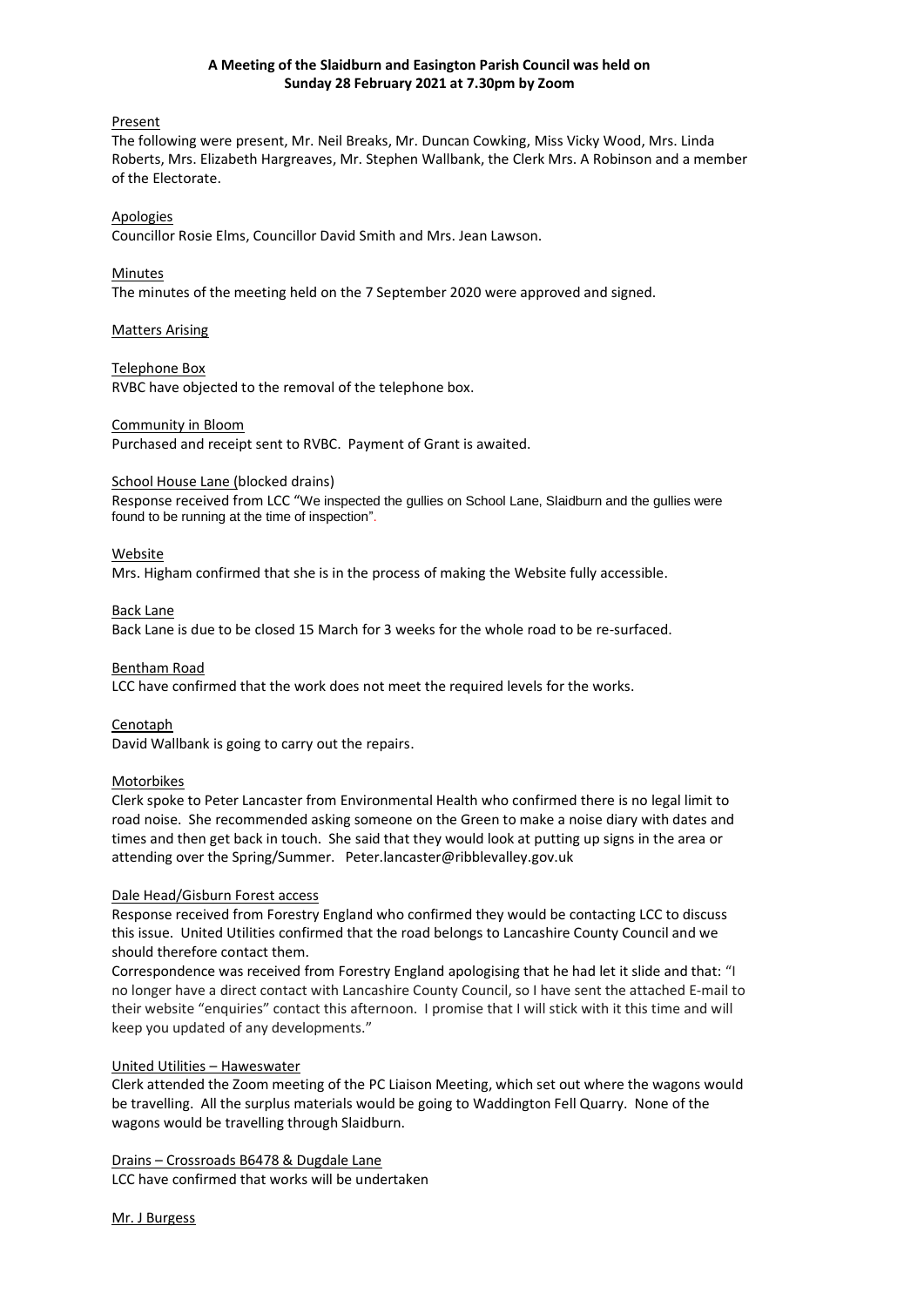**A Meeting of the Slaidburn and Easington Parish Council was held on Sunday 28 February 2021 at 7.30pm by Zoom**

<u>Present</u>

The following were present, Mr. Neil Breaks, Mr. Duncan Cowking, Miss Vicky Wood, Mrs. Linda Roberts, Mrs. Elizabeth Hargreaves, Mr. Stephen Wallbank, the Clerk Mrs. A Robinson and a member of the Electorate.

<u>Apologies</u>

Councillor Rosie Elms, Councillor David Smith and Mrs. Jean Lawson.

<u>Minutes</u>

The minutes of the meeting held on the 7 September 2020 were approved and signed.

<u>Matters Arising</u>

<u>Telephone Box</u>

RVBC have objected to the removal of the telephone box.

<u>Community in Bloom</u>

Purchased and receipt sent to RVBC. Payment of Grant is awaited.

<u>School House Lane (</u>blocked drains)

Response received from LCC "We inspected the gullies on School Lane, Slaidburn and the gullies were found to be running at the time of inspection".

<u>Website</u>

Mrs. Higham confirmed that she is in the process of making the Website fully accessible.

<u>Back Lane</u>

Back Lane is due to be closed 15 March for 3 weeks for the whole road to be re-surfaced.

<u>Bentham Road</u>

LCC have confirmed that the work does not meet the required levels for the works.

<u>Cenotaph</u>

David Wallbank is going to carry out the repairs.

<u>Motorbikes</u>

Clerk spoke to Peter Lancaster from Environmental Health who confirmed there is no legal limit to road noise. She recommended asking someone on the Green to make a noise diary with dates and times and then get back in touch. She said that they would look at putting up signs in the area or attending over the Spring/Summer. Peter.lancaster@ribblevalley.gov.uk

<u>Dale Head/Gisburn Forest access</u>

Response received from Forestry England who confirmed they would be contacting LCC to discuss this issue. United Utilities confirmed that the road belongs to Lancashire County Council and we should therefore contact them.

Correspondence was received from Forestry England apologising that he had let it slide and that: "I no longer have a direct contact with Lancashire County Council, so I have sent the attached E-mail to their website "enquiries" contact this afternoon. I promise that I will stick with it this time and will keep you updated of any developments."

<u>United Utilities – Haweswater</u>

Clerk attended the Zoom meeting of the PC Liaison Meeting, which set out where the wagons would be travelling. All the surplus materials would be going to Waddington Fell Quarry. None of the wagons would be travelling through Slaidburn.

<u>Drains – Crossroads B6478 & Dugdale Lane</u>

LCC have confirmed that works will be undertaken

<u>Mr. J Burgess</u>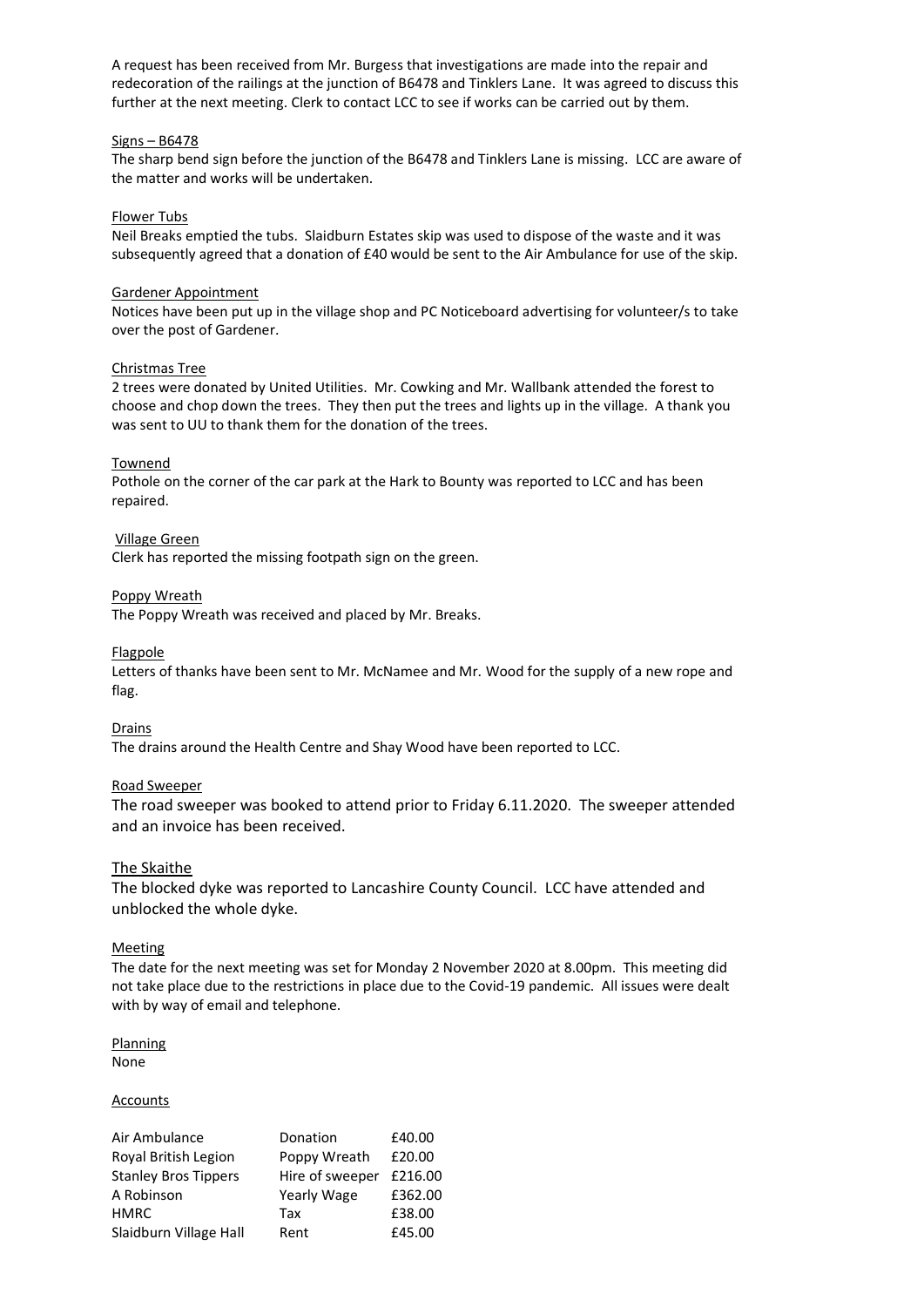A request has been received from Mr. Burgess that investigations are made into the repair and redecoration of the railings at the junction of B6478 and Tinklers Lane. It was agreed to discuss this further at the next meeting. Clerk to contact LCC to see if works can be carried out by them.

Signs – B6478

The sharp bend sign before the junction of the B6478 and Tinklers Lane is missing. LCC are aware of the matter and works will be undertaken.

Flower Tubs

Neil Breaks emptied the tubs. Slaidburn Estates skip was used to dispose of the waste and it was subsequently agreed that a donation of £40 would be sent to the Air Ambulance for use of the skip.

Gardener Appointment

Notices have been put up in the village shop and PC Noticeboard advertising for volunteer/s to take over the post of Gardener.

Christmas Tree

2 trees were donated by United Utilities. Mr. Cowking and Mr. Wallbank attended the forest to choose and chop down the trees. They then put the trees and lights up in the village. A thank you was sent to UU to thank them for the donation of the trees.

Townend

Pothole on the corner of the car park at the Hark to Bounty was reported to LCC and has been repaired.

Village Green

Clerk has reported the missing footpath sign on the green.

Poppy Wreath

The Poppy Wreath was received and placed by Mr. Breaks.

Flagpole

Letters of thanks have been sent to Mr. McNamee and Mr. Wood for the supply of a new rope and flag.

Drains

The drains around the Health Centre and Shay Wood have been reported to LCC.

Road Sweeper

The road sweeper was booked to attend prior to Friday 6.11.2020. The sweeper attended and an invoice has been received.

The Skaithe

The blocked dyke was reported to Lancashire County Council. LCC have attended and unblocked the whole dyke.

Meeting

The date for the next meeting was set for Monday 2 November 2020 at 8.00pm. This meeting did not take place due to the restrictions in place due to the Covid-19 pandemic. All issues were dealt with by way of email and telephone.

Planning

None

Accounts

| | | |
|---|---|---|
| Air Ambulance | Donation | £40.00 |
| Royal British Legion | Poppy Wreath | £20.00 |
| Stanley Bros Tippers | Hire of sweeper | £216.00 |
| A Robinson | Yearly Wage | £362.00 |
| HMRC | Tax | £38.00 |
| Slaidburn Village Hall | Rent | £45.00 |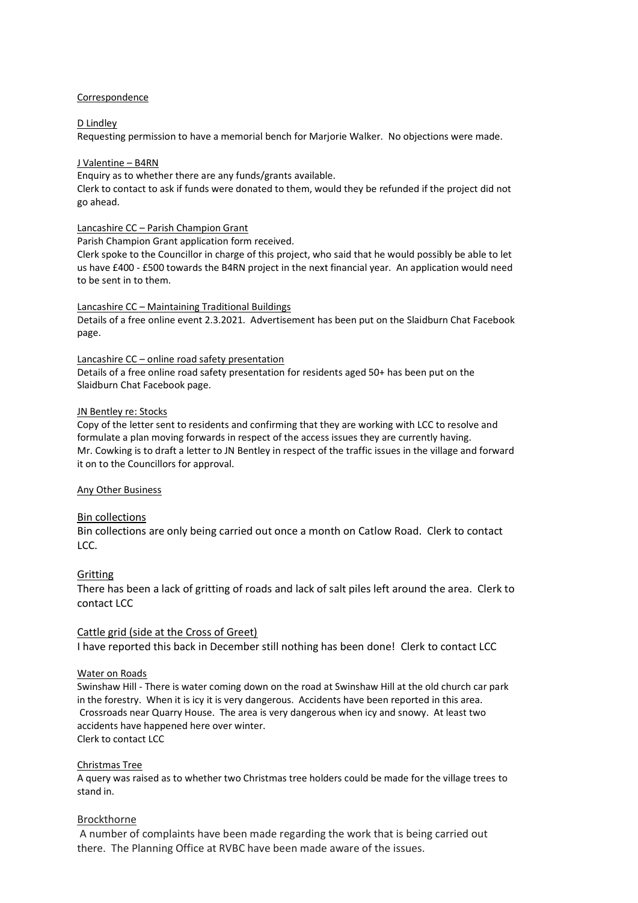## Correspondence

### D Lindley

Requesting permission to have a memorial bench for Marjorie Walker. No objections were made.

### J Valentine – B4RN

Enquiry as to whether there are any funds/grants available.
Clerk to contact to ask if funds were donated to them, would they be refunded if the project did not go ahead.

### Lancashire CC – Parish Champion Grant

Parish Champion Grant application form received.
Clerk spoke to the Councillor in charge of this project, who said that he would possibly be able to let us have £400 - £500 towards the B4RN project in the next financial year. An application would need to be sent in to them.

### Lancashire CC – Maintaining Traditional Buildings

Details of a free online event 2.3.2021. Advertisement has been put on the Slaidburn Chat Facebook page.

### Lancashire CC – online road safety presentation

Details of a free online road safety presentation for residents aged 50+ has been put on the Slaidburn Chat Facebook page.

### JN Bentley re: Stocks

Copy of the letter sent to residents and confirming that they are working with LCC to resolve and formulate a plan moving forwards in respect of the access issues they are currently having.
Mr. Cowking is to draft a letter to JN Bentley in respect of the traffic issues in the village and forward it on to the Councillors for approval.

## Any Other Business

### Bin collections

Bin collections are only being carried out once a month on Catlow Road. Clerk to contact LCC.

### Gritting

There has been a lack of gritting of roads and lack of salt piles left around the area. Clerk to contact LCC

### Cattle grid (side at the Cross of Greet)

I have reported this back in December still nothing has been done! Clerk to contact LCC

### Water on Roads

Swinshaw Hill - There is water coming down on the road at Swinshaw Hill at the old church car park in the forestry. When it is icy it is very dangerous. Accidents have been reported in this area.
Crossroads near Quarry House. The area is very dangerous when icy and snowy. At least two accidents have happened here over winter.
Clerk to contact LCC

### Christmas Tree

A query was raised as to whether two Christmas tree holders could be made for the village trees to stand in.

### Brockthorne

A number of complaints have been made regarding the work that is being carried out there. The Planning Office at RVBC have been made aware of the issues.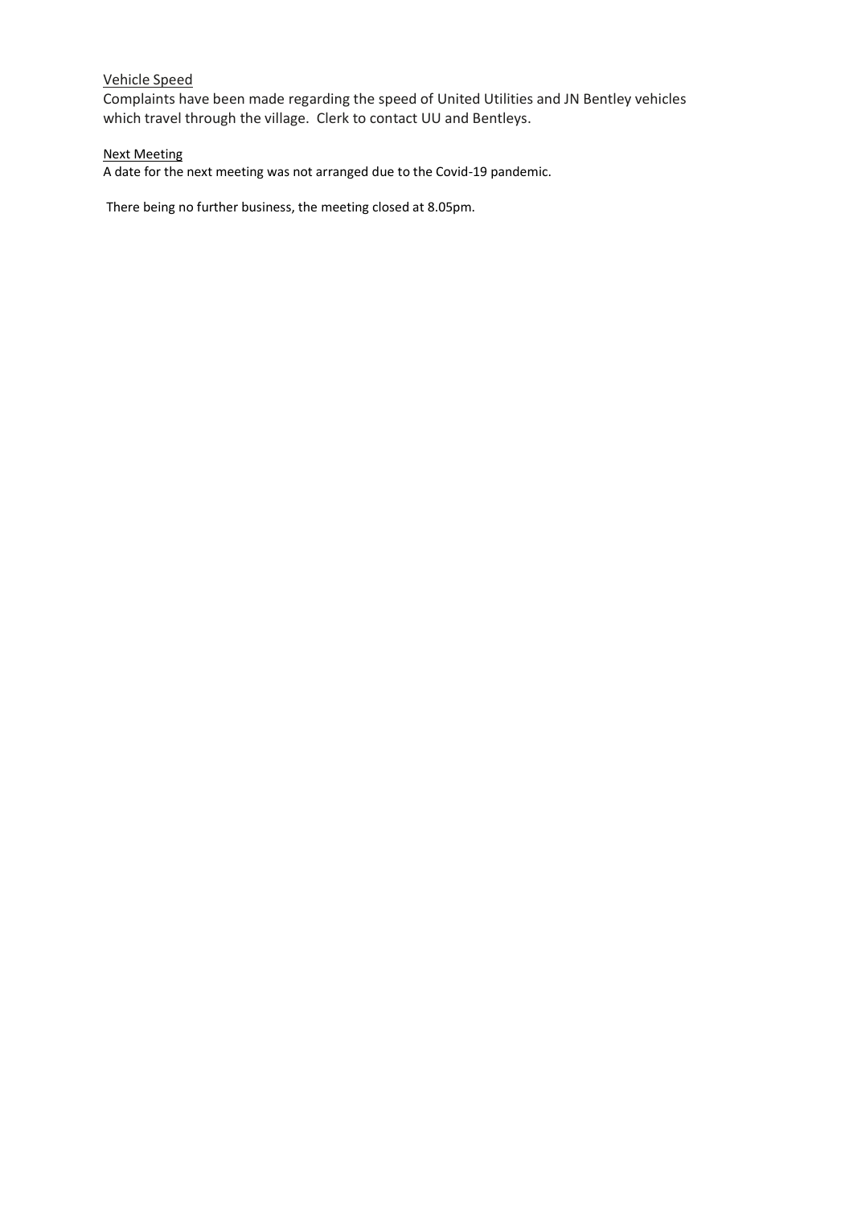### Vehicle Speed

Complaints have been made regarding the speed of United Utilities and JN Bentley vehicles which travel through the village. Clerk to contact UU and Bentleys.

### Next Meeting

A date for the next meeting was not arranged due to the Covid-19 pandemic.

There being no further business, the meeting closed at 8.05pm.